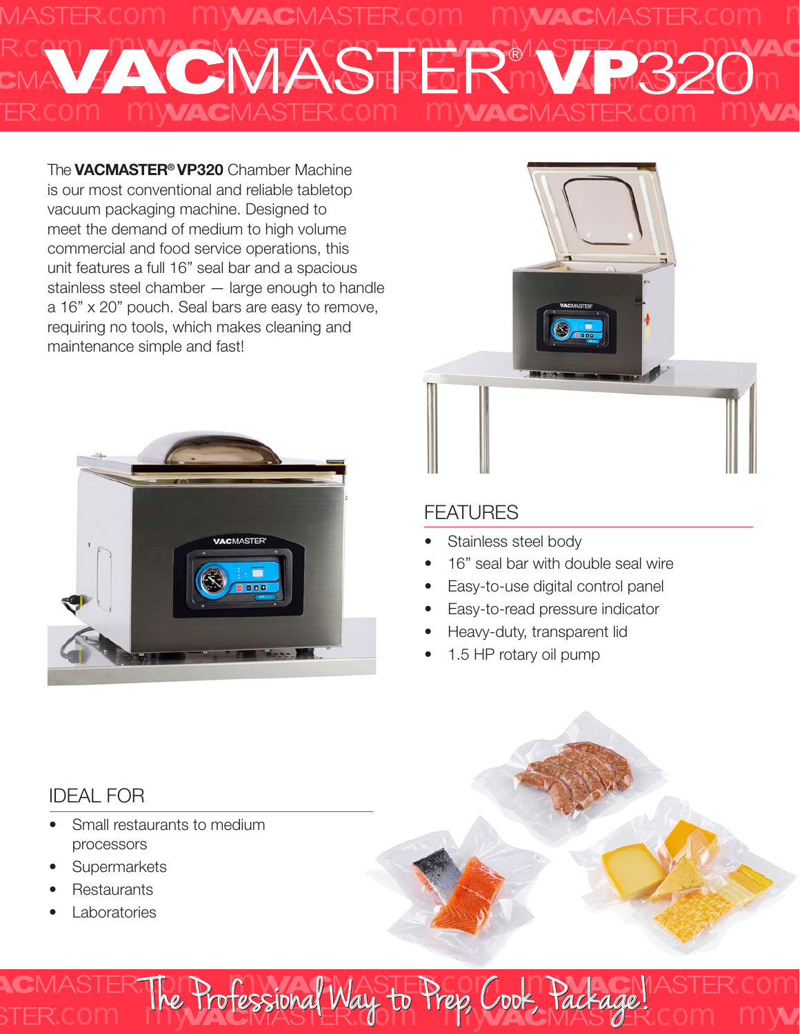# VACMASTER® VP320

The **VACMASTER® VP320** Chamber Machine is our most conventional and reliable tabletop vacuum packaging machine. Designed to meet the demand of medium to high volume commercial and food service operations, this unit features a full 16" seal bar and a spacious stainless steel chamber — large enough to handle a 16" x 20" pouch. Seal bars are easy to remove, requiring no tools, which makes cleaning and maintenance simple and fast!

## FEATURES

- Stainless steel body
- 16" seal bar with double seal wire
- Easy-to-use digital control panel
- Easy-to-read pressure indicator
- Heavy-duty, transparent lid
- 1.5 HP rotary oil pump

## IDEAL FOR

- Small restaurants to medium processors
- Supermarkets
- Restaurants
- Laboratories

The Professional Way to Prep, Cook, Package!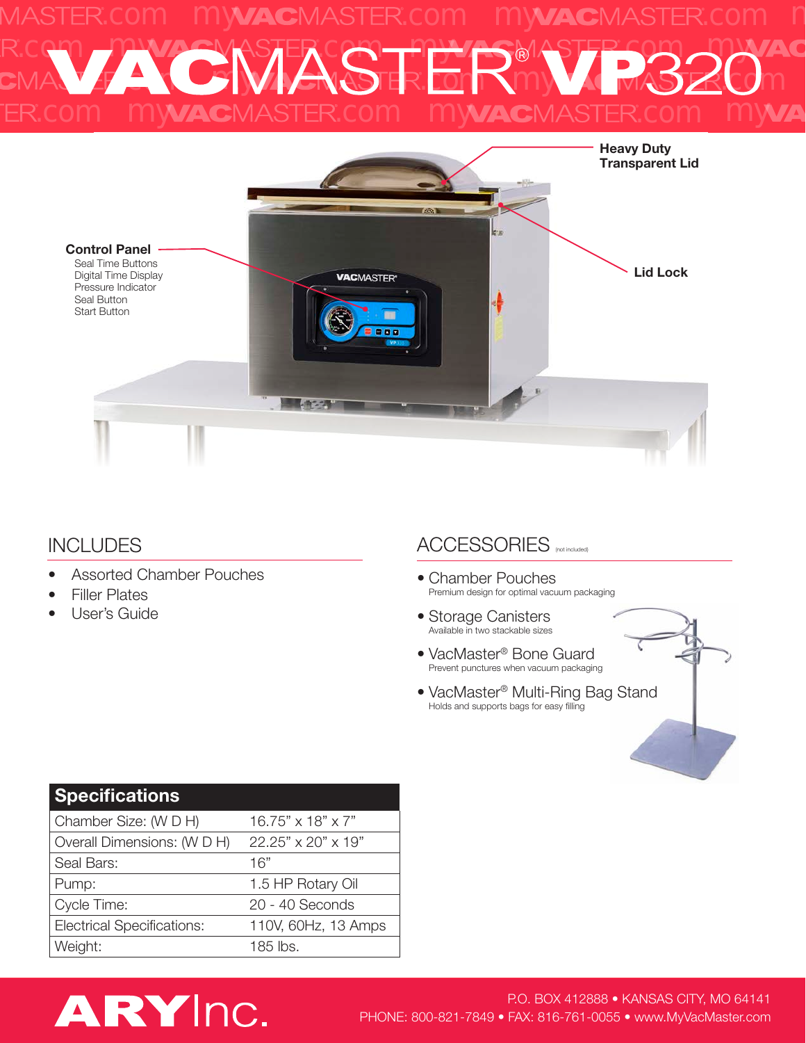# VACMASTER® VP320

**Heavy Duty Transparent Lid**

**Control Panel**
Seal Time Buttons
Digital Time Display
Pressure Indicator
Seal Button
Start Button

**Lid Lock**

## INCLUDES

- Assorted Chamber Pouches
- Filler Plates
- User's Guide

## ACCESSORIES (not included)

- Chamber Pouches
  Premium design for optimal vacuum packaging
- Storage Canisters
  Available in two stackable sizes
- VacMaster® Bone Guard
  Prevent punctures when vacuum packaging
- VacMaster® Multi-Ring Bag Stand
  Holds and supports bags for easy filling

| Specifications | |
|---|---|
| Chamber Size: (W D H) | 16.75" x 18" x 7" |
| Overall Dimensions: (W D H) | 22.25" x 20" x 19" |
| Seal Bars: | 16" |
| Pump: | 1.5 HP Rotary Oil |
| Cycle Time: | 20 - 40 Seconds |
| Electrical Specifications: | 110V, 60Hz, 13 Amps |
| Weight: | 185 lbs. |

ARY Inc.

P.O. BOX 412888 • KANSAS CITY, MO 64141
PHONE: 800-821-7849 • FAX: 816-761-0055 • www.MyVacMaster.com